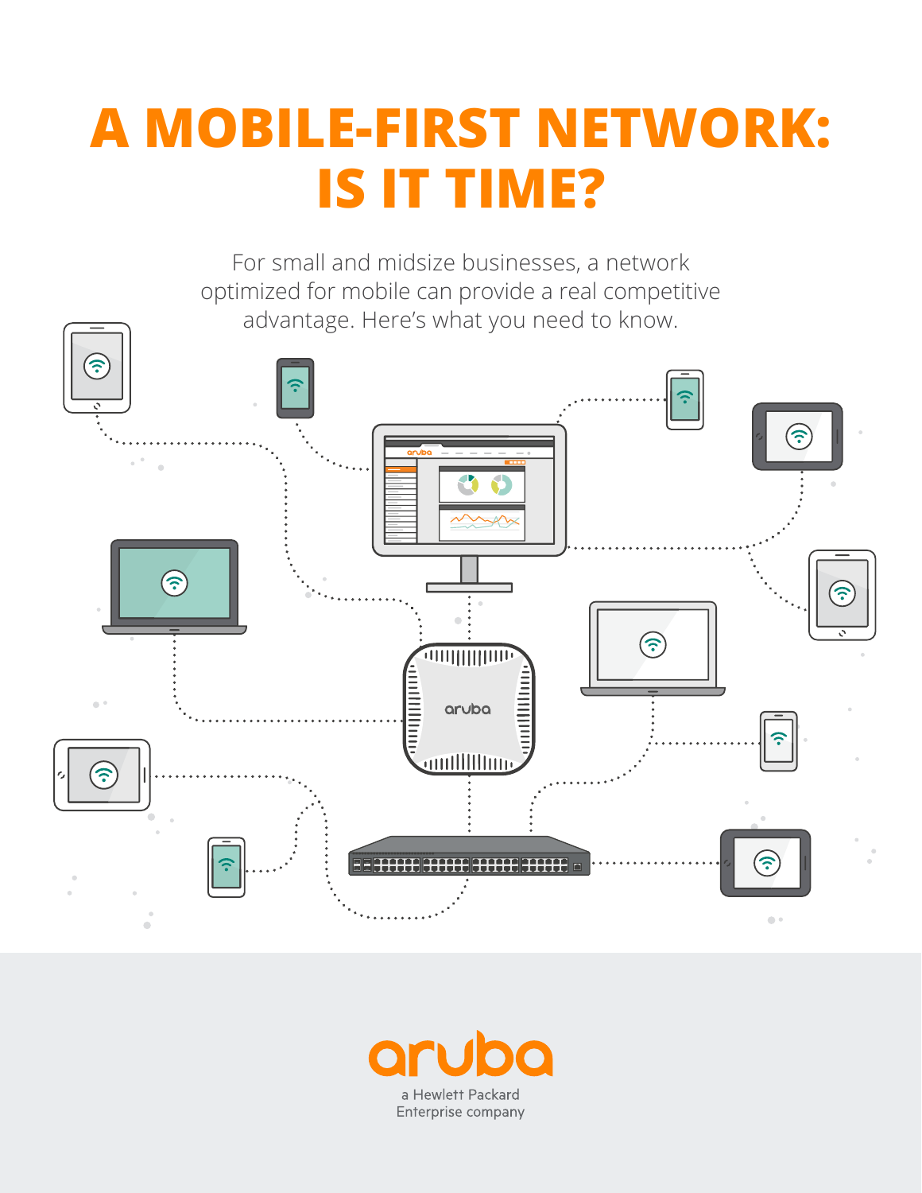# A MOBILE-FIRST NETWORK: IS IT TIME?

For small and midsize businesses, a network optimized for mobile can provide a real competitive advantage. Here's what you need to know.

aruba

a Hewlett Packard Enterprise company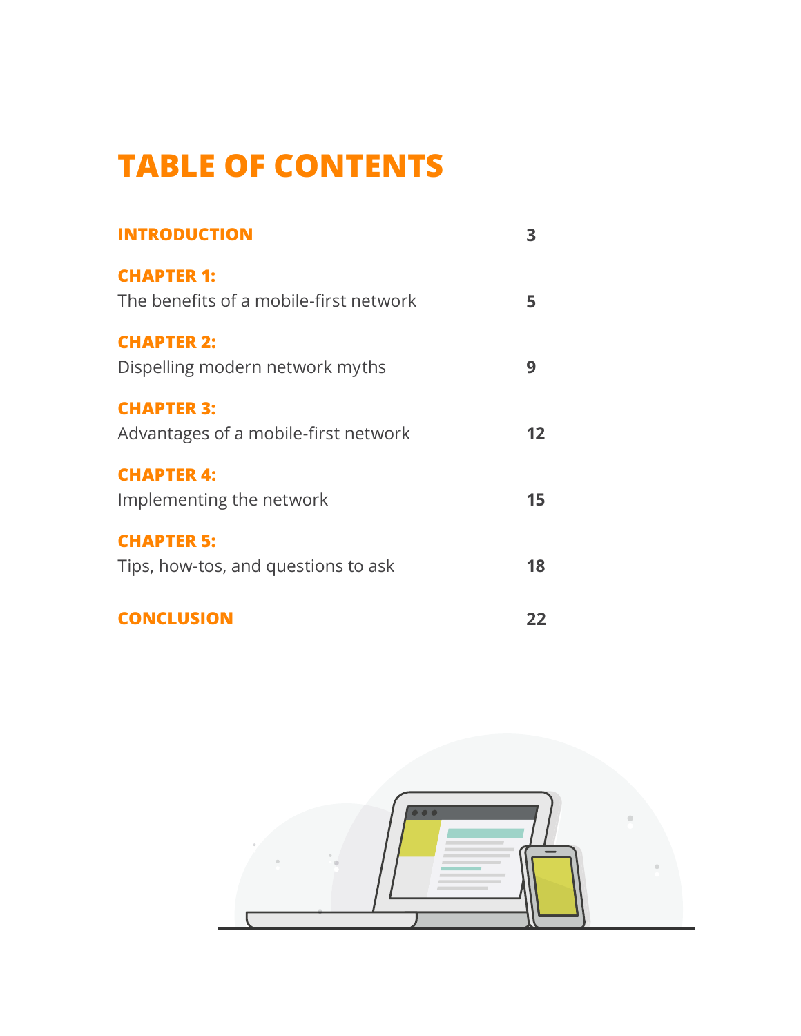# TABLE OF CONTENTS

**INTRODUCTION** 3

**CHAPTER 1:**
The benefits of a mobile-first network 5

**CHAPTER 2:**
Dispelling modern network myths 9

**CHAPTER 3:**
Advantages of a mobile-first network 12

**CHAPTER 4:**
Implementing the network 15

**CHAPTER 5:**
Tips, how-tos, and questions to ask 18

**CONCLUSION** 22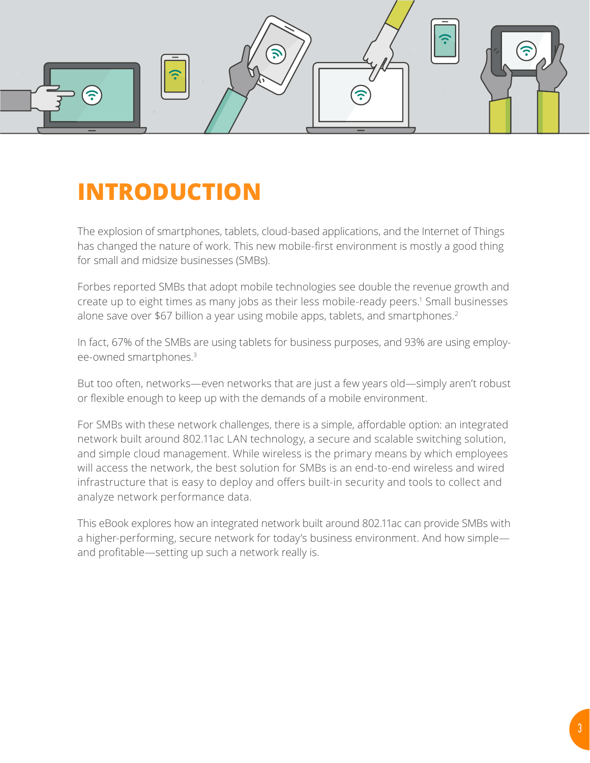# INTRODUCTION

The explosion of smartphones, tablets, cloud-based applications, and the Internet of Things has changed the nature of work. This new mobile-first environment is mostly a good thing for small and midsize businesses (SMBs).

Forbes reported SMBs that adopt mobile technologies see double the revenue growth and create up to eight times as many jobs as their less mobile-ready peers.[1] Small businesses alone save over $67 billion a year using mobile apps, tablets, and smartphones.[2]

In fact, 67% of the SMBs are using tablets for business purposes, and 93% are using employee-owned smartphones.[3]

But too often, networks—even networks that are just a few years old—simply aren't robust or flexible enough to keep up with the demands of a mobile environment.

For SMBs with these network challenges, there is a simple, affordable option: an integrated network built around 802.11ac LAN technology, a secure and scalable switching solution, and simple cloud management. While wireless is the primary means by which employees will access the network, the best solution for SMBs is an end-to-end wireless and wired infrastructure that is easy to deploy and offers built-in security and tools to collect and analyze network performance data.

This eBook explores how an integrated network built around 802.11ac can provide SMBs with a higher-performing, secure network for today's business environment. And how simple—and profitable—setting up such a network really is.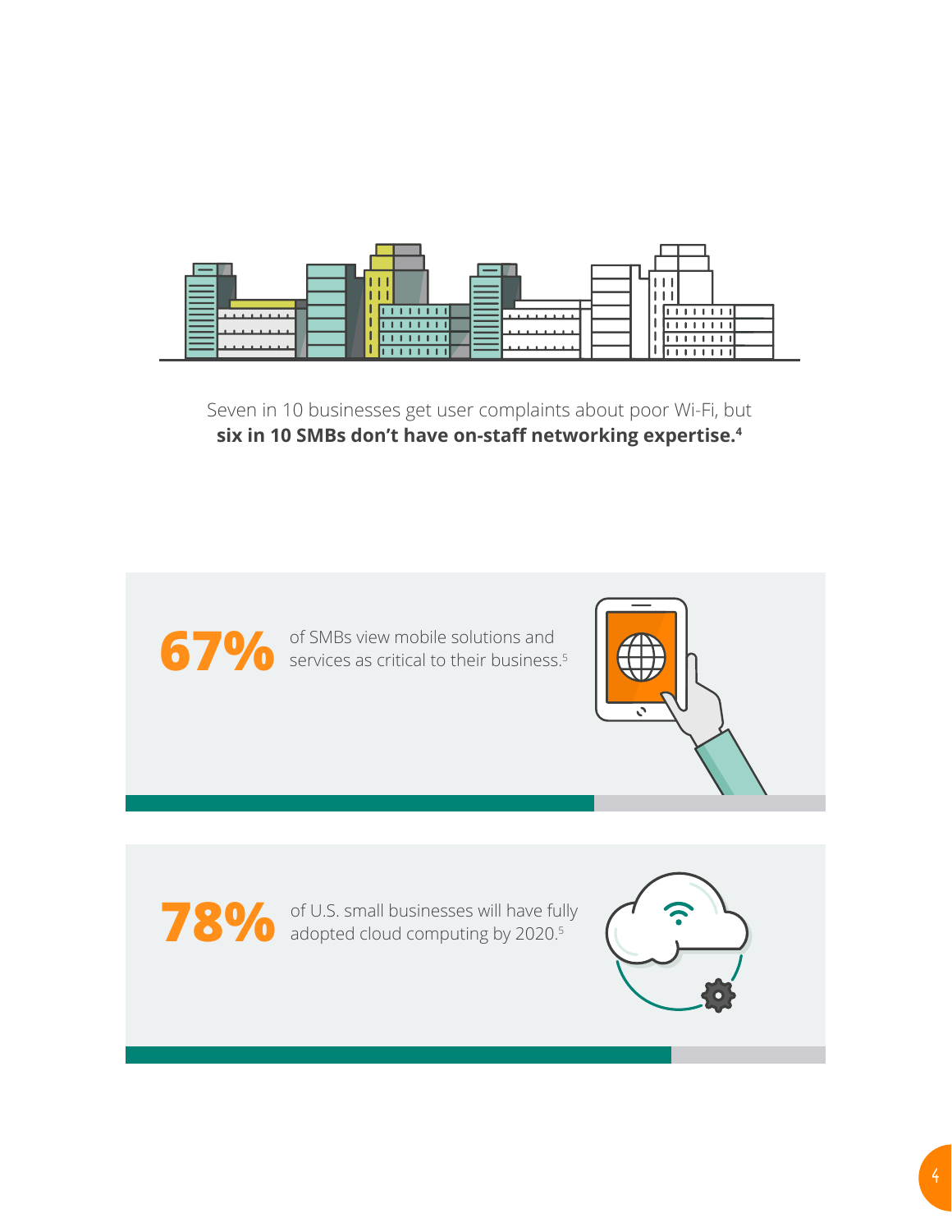Seven in 10 businesses get user complaints about poor Wi-Fi, but **six in 10 SMBs don't have on-staff networking expertise.**[4]

**67%** of SMBs view mobile solutions and services as critical to their business.[5]

**78%** of U.S. small businesses will have fully adopted cloud computing by 2020.[5]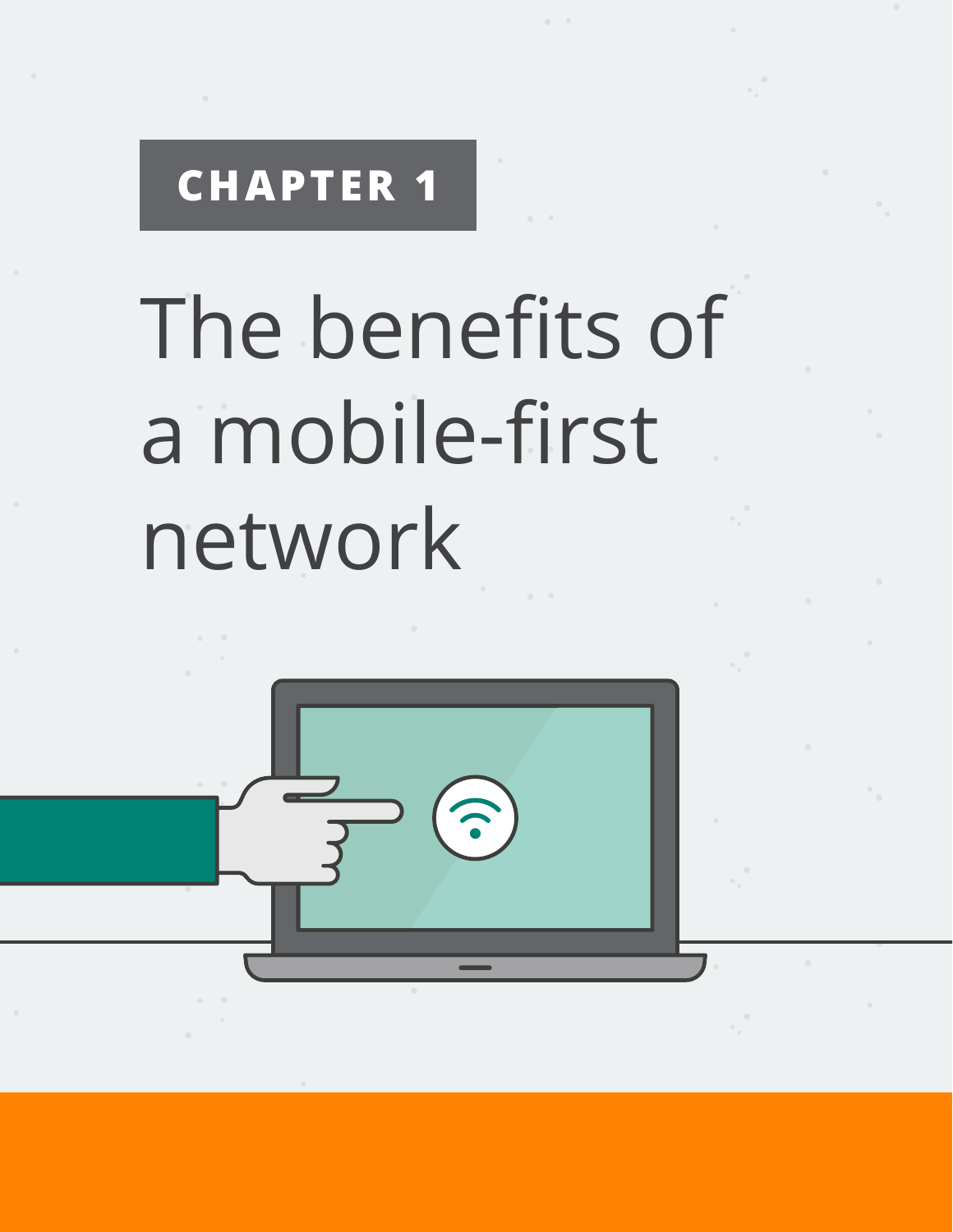CHAPTER 1

# The benefits of a mobile-first network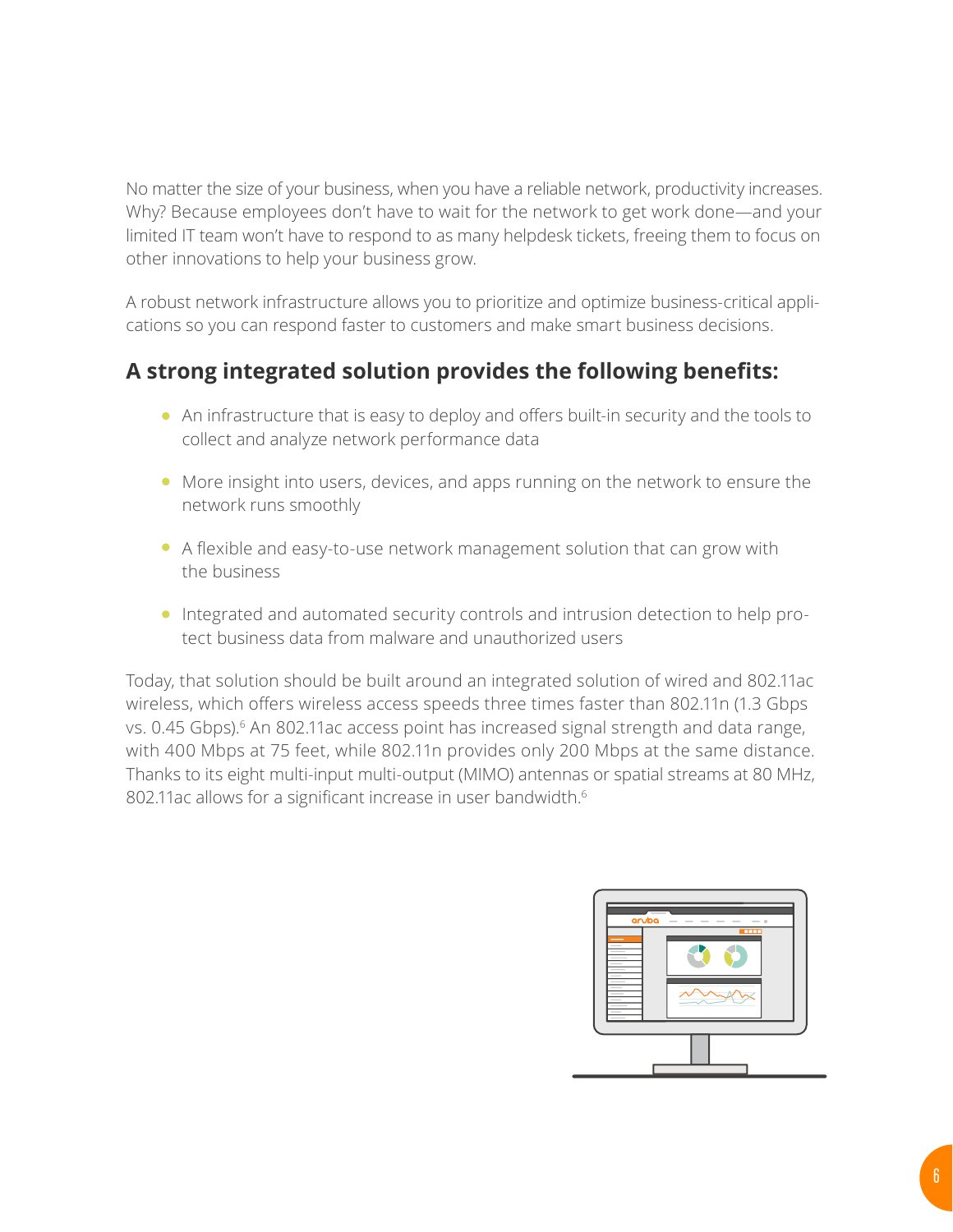No matter the size of your business, when you have a reliable network, productivity increases. Why? Because employees don't have to wait for the network to get work done—and your limited IT team won't have to respond to as many helpdesk tickets, freeing them to focus on other innovations to help your business grow.

A robust network infrastructure allows you to prioritize and optimize business-critical applications so you can respond faster to customers and make smart business decisions.

## A strong integrated solution provides the following benefits:

- An infrastructure that is easy to deploy and offers built-in security and the tools to collect and analyze network performance data
- More insight into users, devices, and apps running on the network to ensure the network runs smoothly
- A flexible and easy-to-use network management solution that can grow with the business
- Integrated and automated security controls and intrusion detection to help protect business data from malware and unauthorized users

Today, that solution should be built around an integrated solution of wired and 802.11ac wireless, which offers wireless access speeds three times faster than 802.11n (1.3 Gbps vs. 0.45 Gbps).[6] An 802.11ac access point has increased signal strength and data range, with 400 Mbps at 75 feet, while 802.11n provides only 200 Mbps at the same distance. Thanks to its eight multi-input multi-output (MIMO) antennas or spatial streams at 80 MHz, 802.11ac allows for a significant increase in user bandwidth.[6]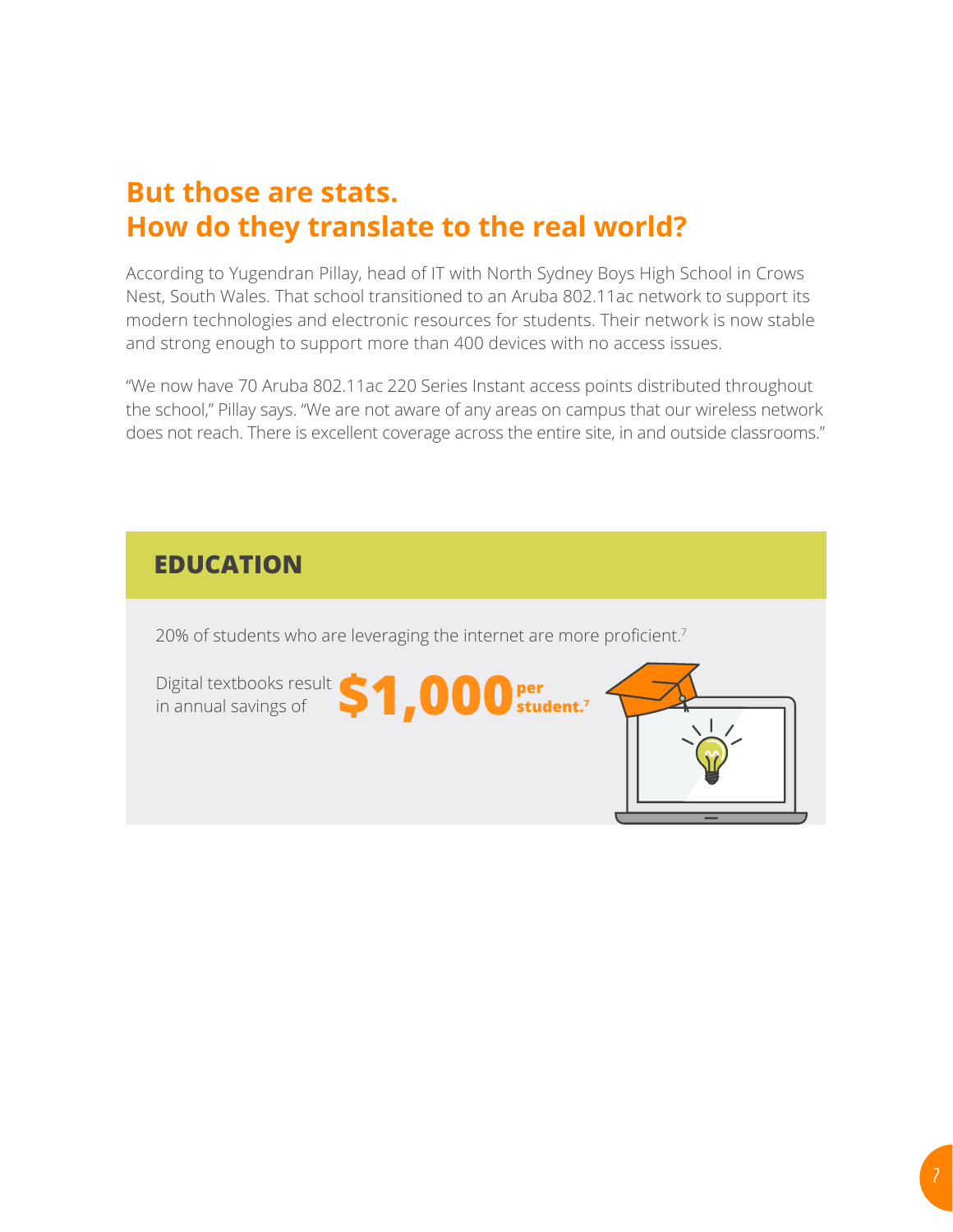## But those are stats.
## How do they translate to the real world?

According to Yugendran Pillay, head of IT with North Sydney Boys High School in Crows Nest, South Wales. That school transitioned to an Aruba 802.11ac network to support its modern technologies and electronic resources for students. Their network is now stable and strong enough to support more than 400 devices with no access issues.

"We now have 70 Aruba 802.11ac 220 Series Instant access points distributed throughout the school," Pillay says. "We are not aware of any areas on campus that our wireless network does not reach. There is excellent coverage across the entire site, in and outside classrooms."

### EDUCATION

20% of students who are leveraging the internet are more proficient.[7]

Digital textbooks result in annual savings of **$1,000 per student.**[7]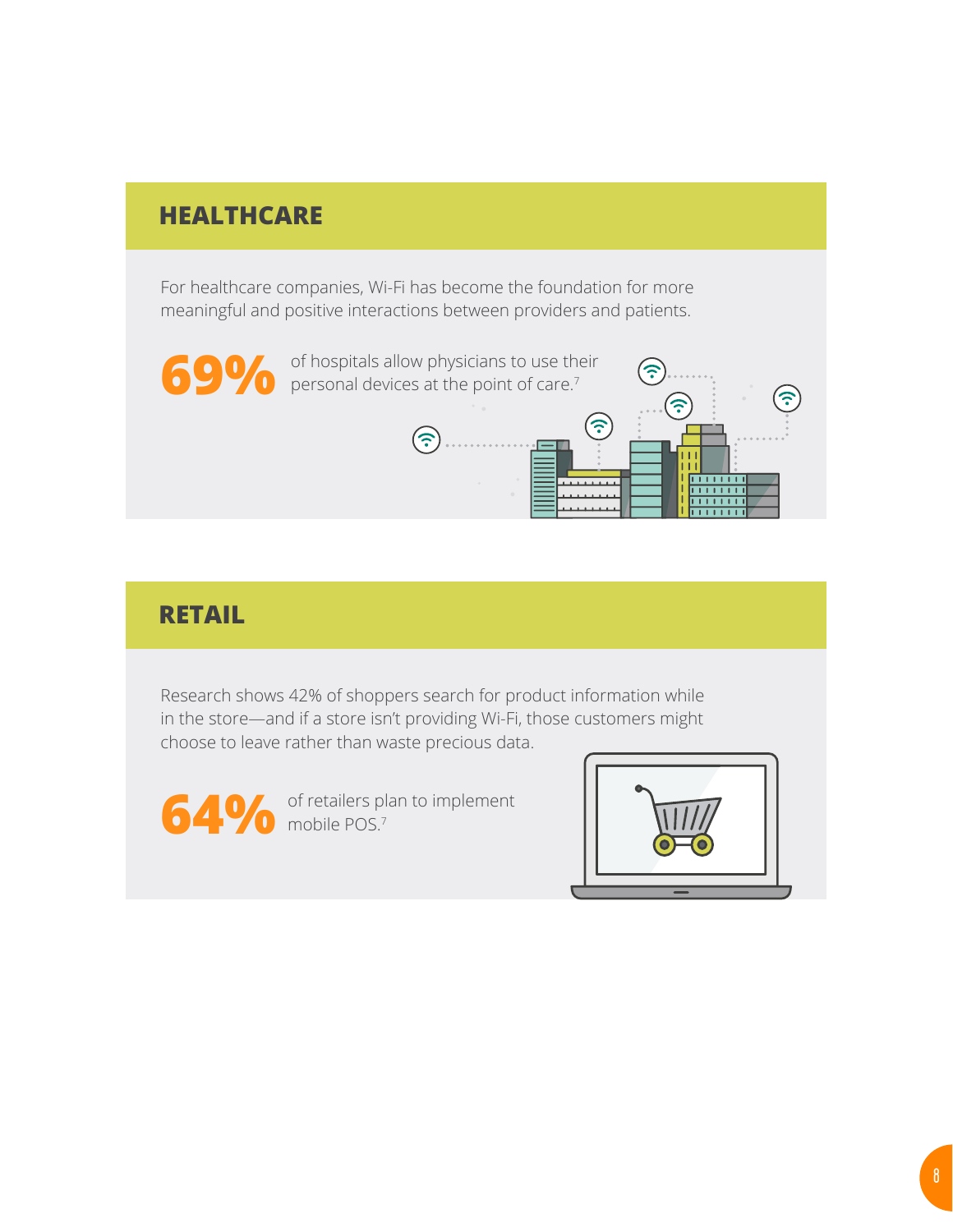## HEALTHCARE

For healthcare companies, Wi-Fi has become the foundation for more meaningful and positive interactions between providers and patients.

**69%** of hospitals allow physicians to use their personal devices at the point of care.[7]

## RETAIL

Research shows 42% of shoppers search for product information while in the store—and if a store isn't providing Wi-Fi, those customers might choose to leave rather than waste precious data.

**64%** of retailers plan to implement mobile POS.[7]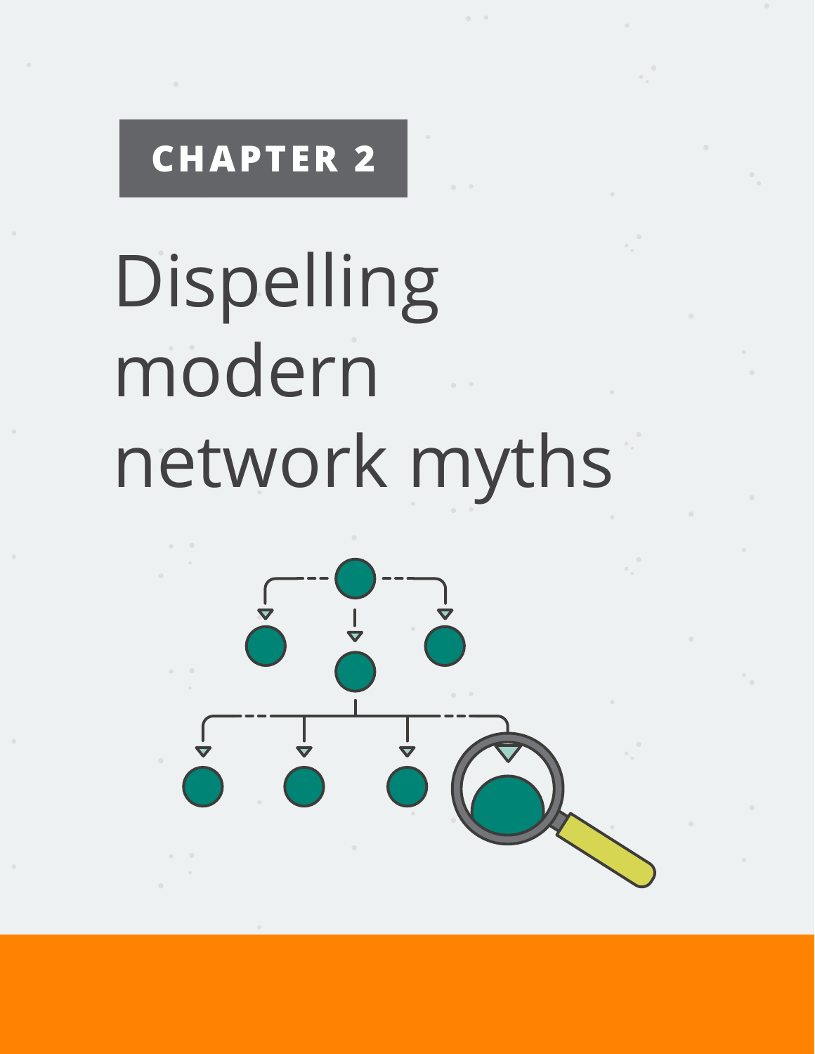CHAPTER 2

# Dispelling modern network myths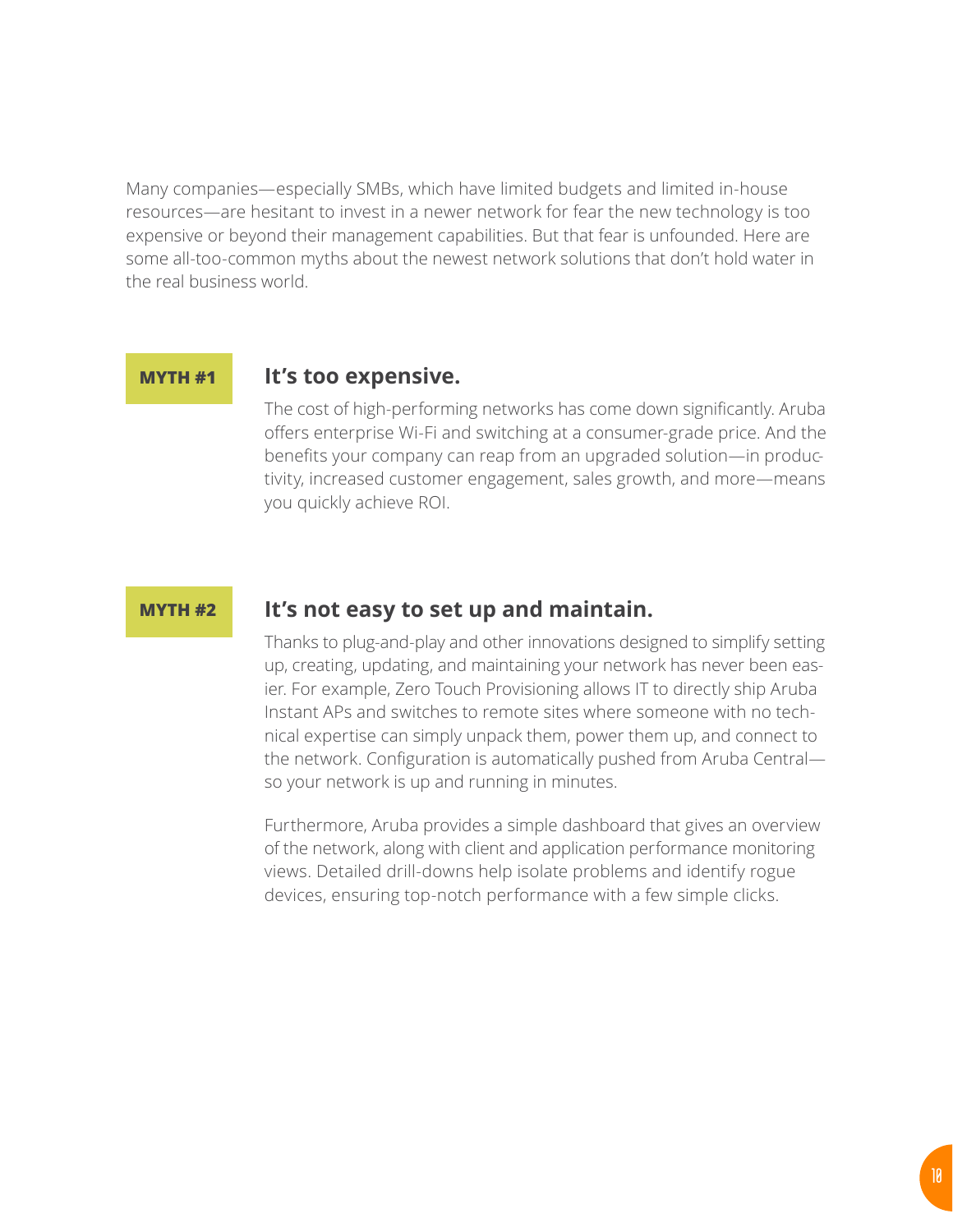Many companies—especially SMBs, which have limited budgets and limited in-house resources—are hesitant to invest in a newer network for fear the new technology is too expensive or beyond their management capabilities. But that fear is unfounded. Here are some all-too-common myths about the newest network solutions that don't hold water in the real business world.

**MYTH #1**

## It's too expensive.

The cost of high-performing networks has come down significantly. Aruba offers enterprise Wi-Fi and switching at a consumer-grade price. And the benefits your company can reap from an upgraded solution—in productivity, increased customer engagement, sales growth, and more—means you quickly achieve ROI.

**MYTH #2**

## It's not easy to set up and maintain.

Thanks to plug-and-play and other innovations designed to simplify setting up, creating, updating, and maintaining your network has never been easier. For example, Zero Touch Provisioning allows IT to directly ship Aruba Instant APs and switches to remote sites where someone with no technical expertise can simply unpack them, power them up, and connect to the network. Configuration is automatically pushed from Aruba Central—so your network is up and running in minutes.

Furthermore, Aruba provides a simple dashboard that gives an overview of the network, along with client and application performance monitoring views. Detailed drill-downs help isolate problems and identify rogue devices, ensuring top-notch performance with a few simple clicks.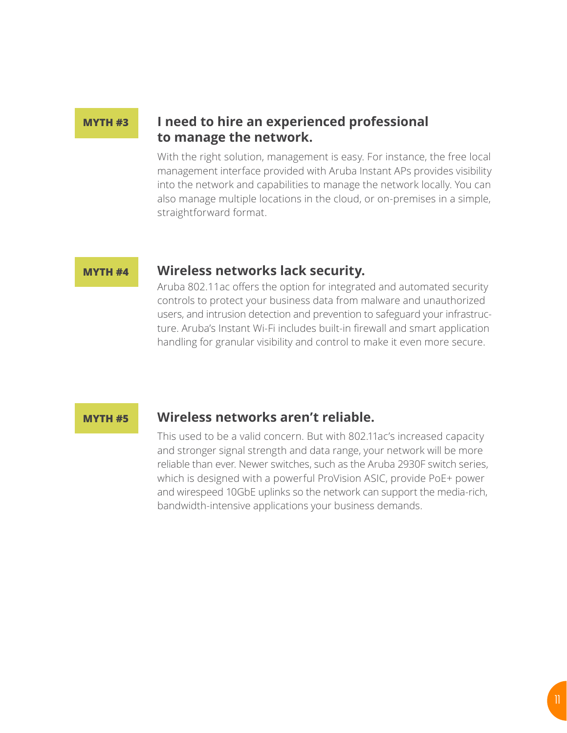**MYTH #3**

## I need to hire an experienced professional to manage the network.

With the right solution, management is easy. For instance, the free local management interface provided with Aruba Instant APs provides visibility into the network and capabilities to manage the network locally. You can also manage multiple locations in the cloud, or on-premises in a simple, straightforward format.

**MYTH #4**

## Wireless networks lack security.

Aruba 802.11ac offers the option for integrated and automated security controls to protect your business data from malware and unauthorized users, and intrusion detection and prevention to safeguard your infrastructure. Aruba's Instant Wi-Fi includes built-in firewall and smart application handling for granular visibility and control to make it even more secure.

**MYTH #5**

## Wireless networks aren't reliable.

This used to be a valid concern. But with 802.11ac's increased capacity and stronger signal strength and data range, your network will be more reliable than ever. Newer switches, such as the Aruba 2930F switch series, which is designed with a powerful ProVision ASIC, provide PoE+ power and wirespeed 10GbE uplinks so the network can support the media-rich, bandwidth-intensive applications your business demands.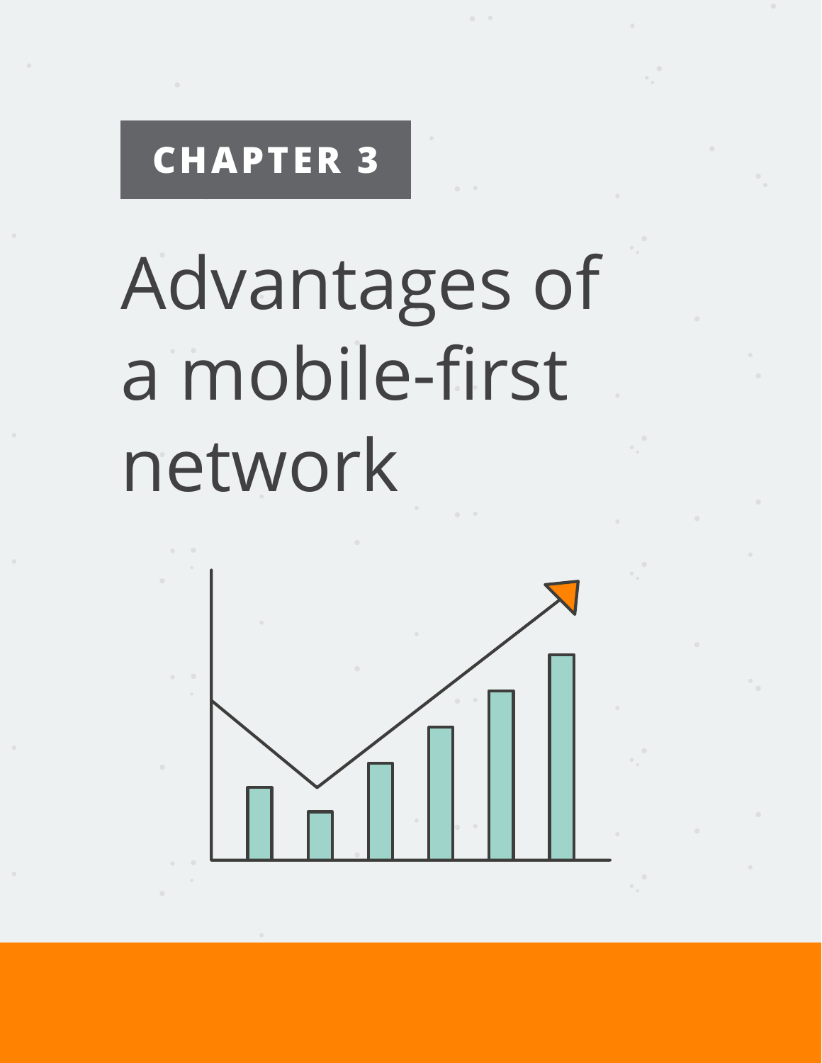CHAPTER 3

# Advantages of a mobile-first network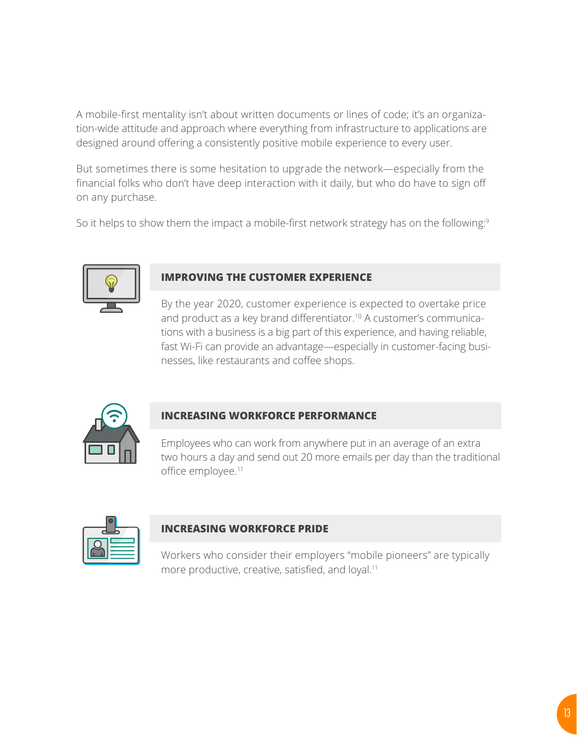A mobile-first mentality isn't about written documents or lines of code; it's an organization-wide attitude and approach where everything from infrastructure to applications are designed around offering a consistently positive mobile experience to every user.

But sometimes there is some hesitation to upgrade the network—especially from the financial folks who don't have deep interaction with it daily, but who do have to sign off on any purchase.

So it helps to show them the impact a mobile-first network strategy has on the following:[9]

## IMPROVING THE CUSTOMER EXPERIENCE

By the year 2020, customer experience is expected to overtake price and product as a key brand differentiator.[10] A customer's communications with a business is a big part of this experience, and having reliable, fast Wi-Fi can provide an advantage—especially in customer-facing businesses, like restaurants and coffee shops.

## INCREASING WORKFORCE PERFORMANCE

Employees who can work from anywhere put in an average of an extra two hours a day and send out 20 more emails per day than the traditional office employee.[11]

## INCREASING WORKFORCE PRIDE

Workers who consider their employers "mobile pioneers" are typically more productive, creative, satisfied, and loyal.[11]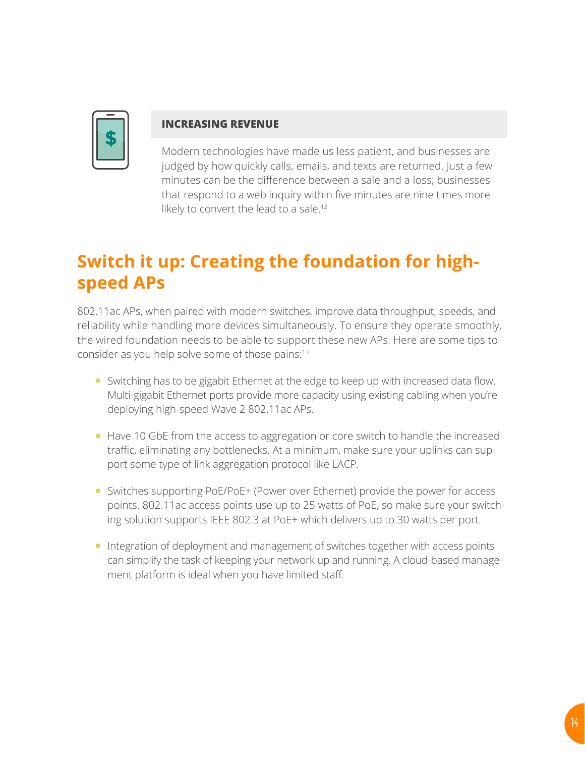### INCREASING REVENUE

Modern technologies have made us less patient, and businesses are judged by how quickly calls, emails, and texts are returned. Just a few minutes can be the difference between a sale and a loss; businesses that respond to a web inquiry within five minutes are nine times more likely to convert the lead to a sale.[12]

## Switch it up: Creating the foundation for high-speed APs

802.11ac APs, when paired with modern switches, improve data throughput, speeds, and reliability while handling more devices simultaneously. To ensure they operate smoothly, the wired foundation needs to be able to support these new APs. Here are some tips to consider as you help solve some of those pains:[13]

- Switching has to be gigabit Ethernet at the edge to keep up with increased data flow. Multi-gigabit Ethernet ports provide more capacity using existing cabling when you're deploying high-speed Wave 2 802.11ac APs.
- Have 10 GbE from the access to aggregation or core switch to handle the increased traffic, eliminating any bottlenecks. At a minimum, make sure your uplinks can support some type of link aggregation protocol like LACP.
- Switches supporting PoE/PoE+ (Power over Ethernet) provide the power for access points. 802.11ac access points use up to 25 watts of PoE, so make sure your switching solution supports IEEE 802.3 at PoE+ which delivers up to 30 watts per port.
- Integration of deployment and management of switches together with access points can simplify the task of keeping your network up and running. A cloud-based management platform is ideal when you have limited staff.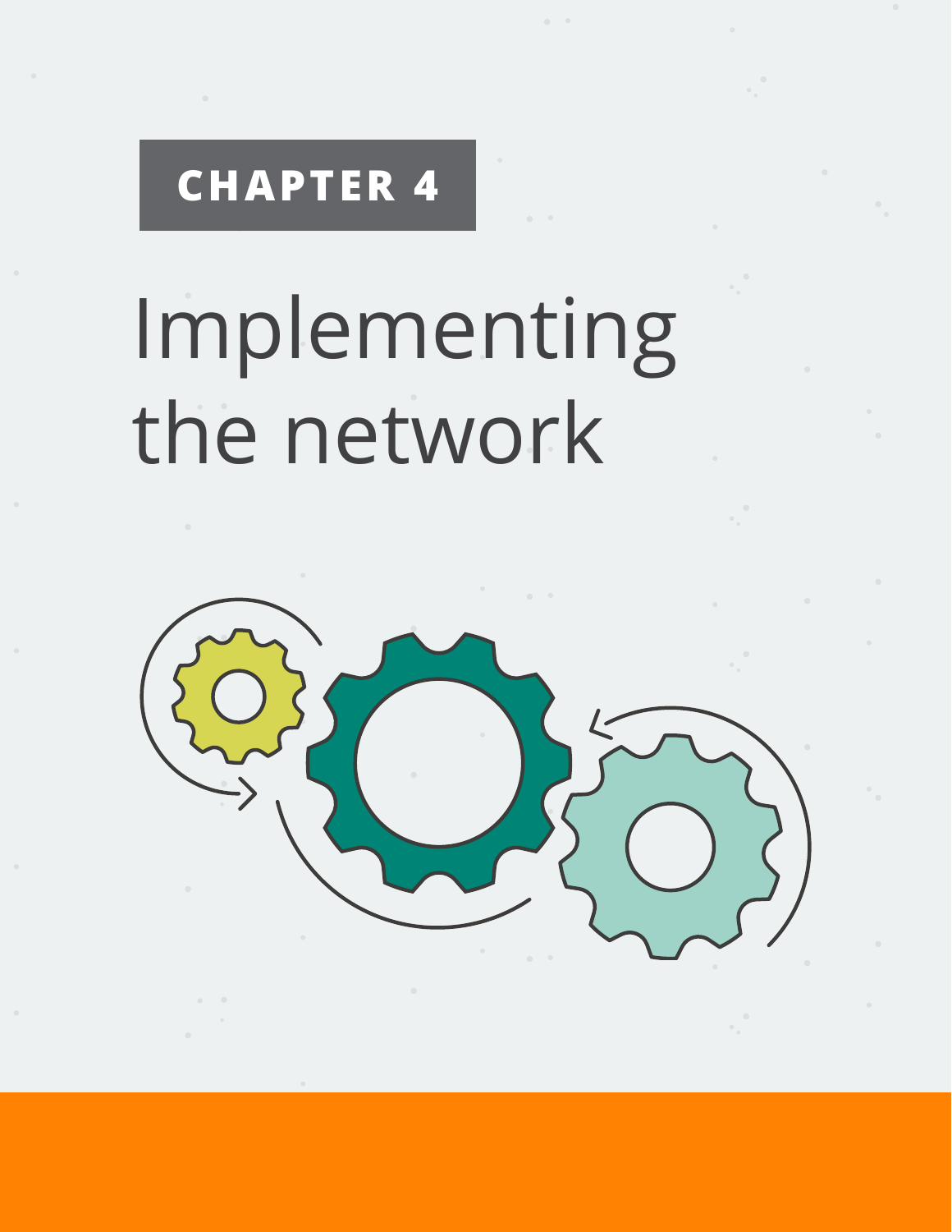CHAPTER 4

# Implementing the network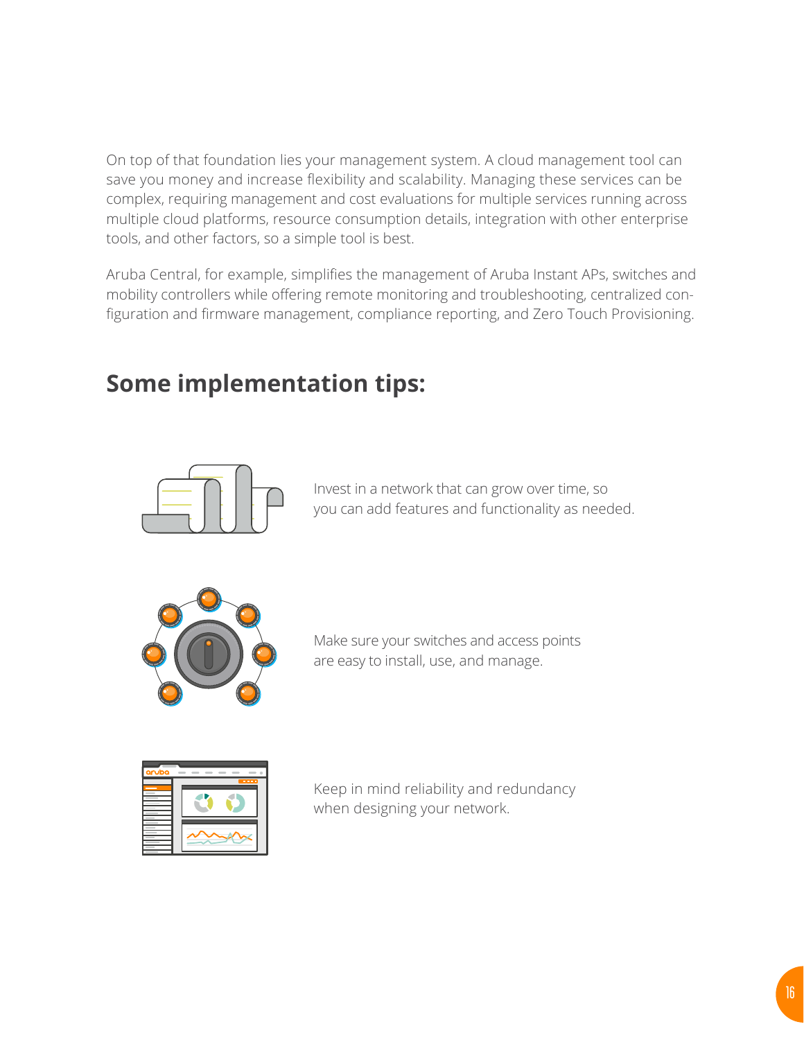On top of that foundation lies your management system. A cloud management tool can save you money and increase flexibility and scalability. Managing these services can be complex, requiring management and cost evaluations for multiple services running across multiple cloud platforms, resource consumption details, integration with other enterprise tools, and other factors, so a simple tool is best.

Aruba Central, for example, simplifies the management of Aruba Instant APs, switches and mobility controllers while offering remote monitoring and troubleshooting, centralized configuration and firmware management, compliance reporting, and Zero Touch Provisioning.

## Some implementation tips:

Invest in a network that can grow over time, so you can add features and functionality as needed.

Make sure your switches and access points are easy to install, use, and manage.

Keep in mind reliability and redundancy when designing your network.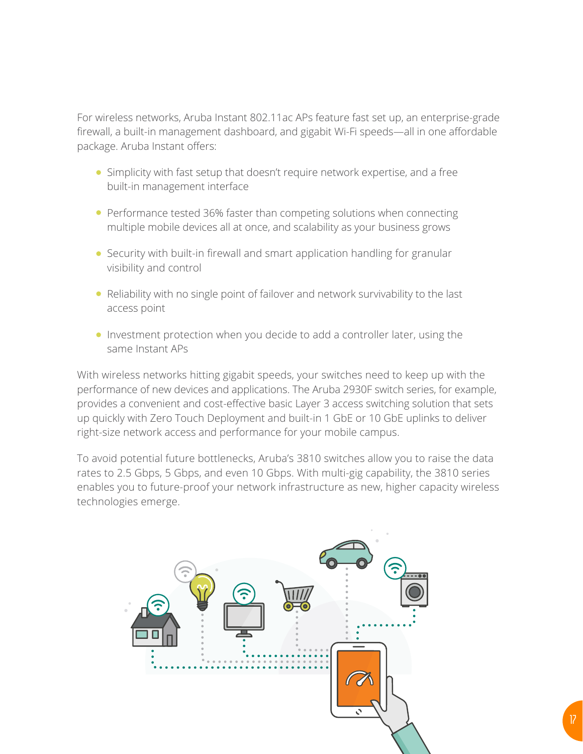For wireless networks, Aruba Instant 802.11ac APs feature fast set up, an enterprise-grade firewall, a built-in management dashboard, and gigabit Wi-Fi speeds—all in one affordable package. Aruba Instant offers:

- Simplicity with fast setup that doesn't require network expertise, and a free built-in management interface
- Performance tested 36% faster than competing solutions when connecting multiple mobile devices all at once, and scalability as your business grows
- Security with built-in firewall and smart application handling for granular visibility and control
- Reliability with no single point of failover and network survivability to the last access point
- Investment protection when you decide to add a controller later, using the same Instant APs

With wireless networks hitting gigabit speeds, your switches need to keep up with the performance of new devices and applications. The Aruba 2930F switch series, for example, provides a convenient and cost-effective basic Layer 3 access switching solution that sets up quickly with Zero Touch Deployment and built-in 1 GbE or 10 GbE uplinks to deliver right-size network access and performance for your mobile campus.

To avoid potential future bottlenecks, Aruba's 3810 switches allow you to raise the data rates to 2.5 Gbps, 5 Gbps, and even 10 Gbps. With multi-gig capability, the 3810 series enables you to future-proof your network infrastructure as new, higher capacity wireless technologies emerge.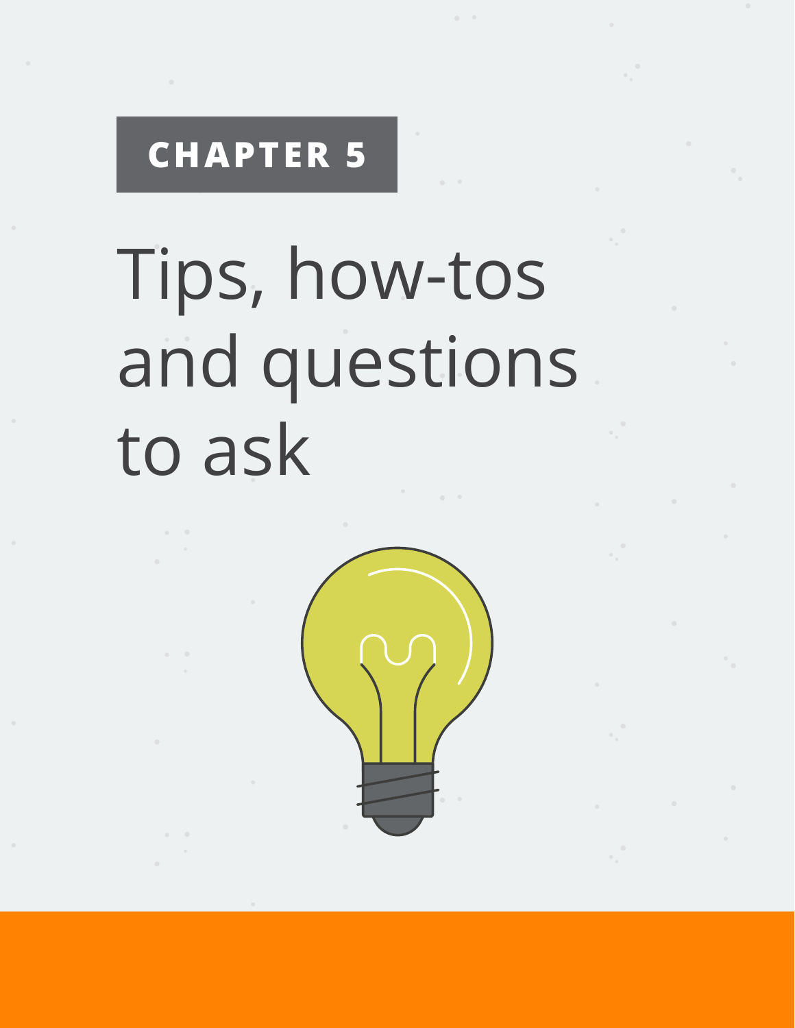**CHAPTER 5**

# Tips, how-tos and questions to ask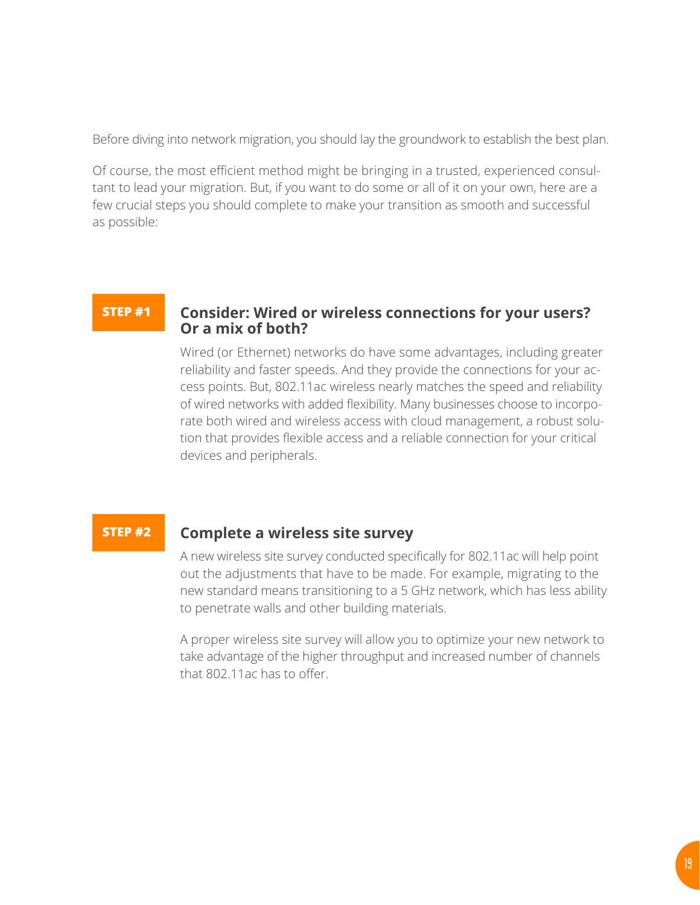Before diving into network migration, you should lay the groundwork to establish the best plan.

Of course, the most efficient method might be bringing in a trusted, experienced consultant to lead your migration. But, if you want to do some or all of it on your own, here are a few crucial steps you should complete to make your transition as smooth and successful as possible:

**STEP #1**

### Consider: Wired or wireless connections for your users? Or a mix of both?

Wired (or Ethernet) networks do have some advantages, including greater reliability and faster speeds. And they provide the connections for your access points. But, 802.11ac wireless nearly matches the speed and reliability of wired networks with added flexibility. Many businesses choose to incorporate both wired and wireless access with cloud management, a robust solution that provides flexible access and a reliable connection for your critical devices and peripherals.

**STEP #2**

### Complete a wireless site survey

A new wireless site survey conducted specifically for 802.11ac will help point out the adjustments that have to be made. For example, migrating to the new standard means transitioning to a 5 GHz network, which has less ability to penetrate walls and other building materials.

A proper wireless site survey will allow you to optimize your new network to take advantage of the higher throughput and increased number of channels that 802.11ac has to offer.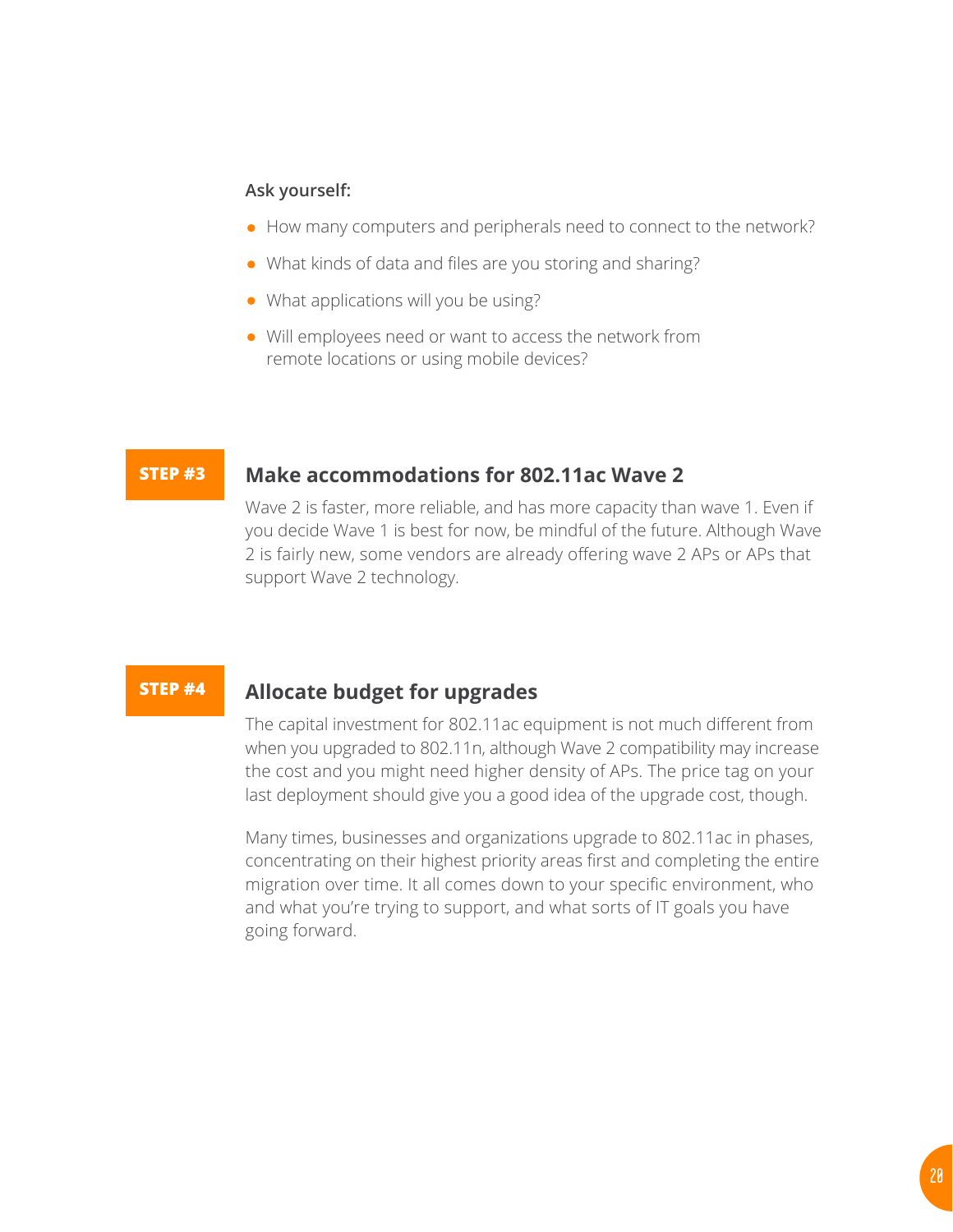**Ask yourself:**

- How many computers and peripherals need to connect to the network?
- What kinds of data and files are you storing and sharing?
- What applications will you be using?
- Will employees need or want to access the network from remote locations or using mobile devices?

**STEP #3**

## Make accommodations for 802.11ac Wave 2

Wave 2 is faster, more reliable, and has more capacity than wave 1. Even if you decide Wave 1 is best for now, be mindful of the future. Although Wave 2 is fairly new, some vendors are already offering wave 2 APs or APs that support Wave 2 technology.

**STEP #4**

## Allocate budget for upgrades

The capital investment for 802.11ac equipment is not much different from when you upgraded to 802.11n, although Wave 2 compatibility may increase the cost and you might need higher density of APs. The price tag on your last deployment should give you a good idea of the upgrade cost, though.

Many times, businesses and organizations upgrade to 802.11ac in phases, concentrating on their highest priority areas first and completing the entire migration over time. It all comes down to your specific environment, who and what you're trying to support, and what sorts of IT goals you have going forward.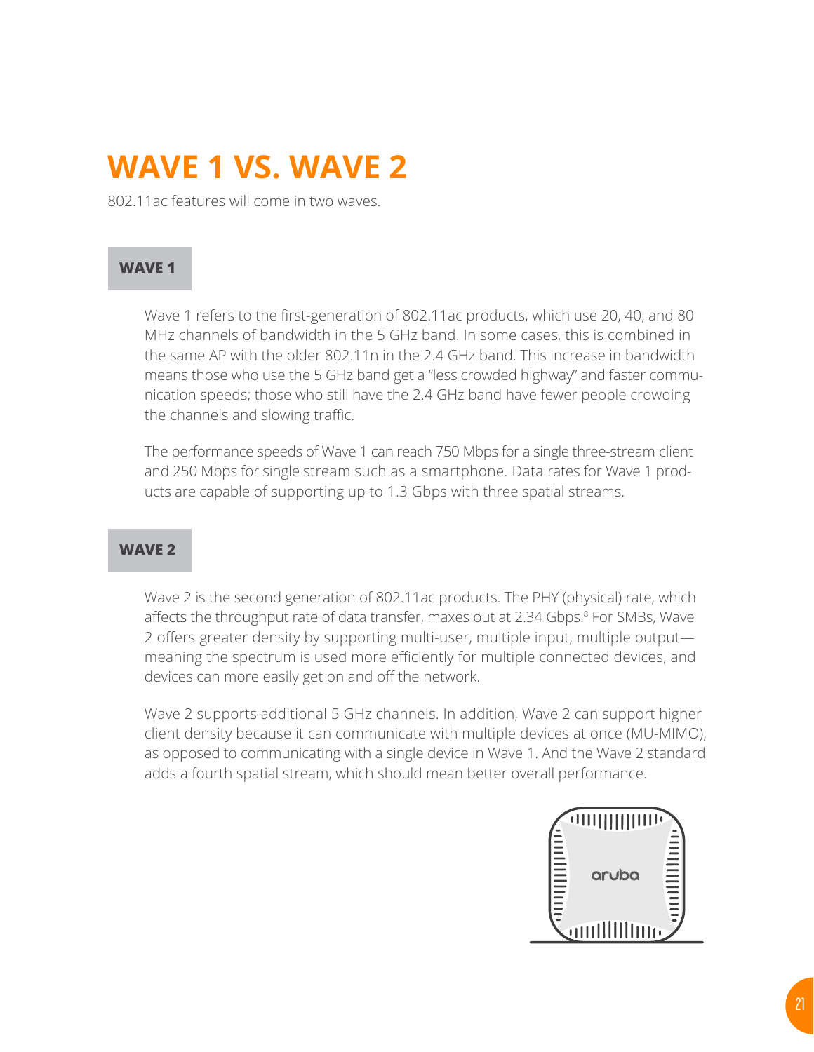# WAVE 1 VS. WAVE 2

802.11ac features will come in two waves.

## WAVE 1

Wave 1 refers to the first-generation of 802.11ac products, which use 20, 40, and 80 MHz channels of bandwidth in the 5 GHz band. In some cases, this is combined in the same AP with the older 802.11n in the 2.4 GHz band. This increase in bandwidth means those who use the 5 GHz band get a "less crowded highway" and faster communication speeds; those who still have the 2.4 GHz band have fewer people crowding the channels and slowing traffic.

The performance speeds of Wave 1 can reach 750 Mbps for a single three-stream client and 250 Mbps for single stream such as a smartphone. Data rates for Wave 1 products are capable of supporting up to 1.3 Gbps with three spatial streams.

## WAVE 2

Wave 2 is the second generation of 802.11ac products. The PHY (physical) rate, which affects the throughput rate of data transfer, maxes out at 2.34 Gbps.[8] For SMBs, Wave 2 offers greater density by supporting multi-user, multiple input, multiple output—meaning the spectrum is used more efficiently for multiple connected devices, and devices can more easily get on and off the network.

Wave 2 supports additional 5 GHz channels. In addition, Wave 2 can support higher client density because it can communicate with multiple devices at once (MU-MIMO), as opposed to communicating with a single device in Wave 1. And the Wave 2 standard adds a fourth spatial stream, which should mean better overall performance.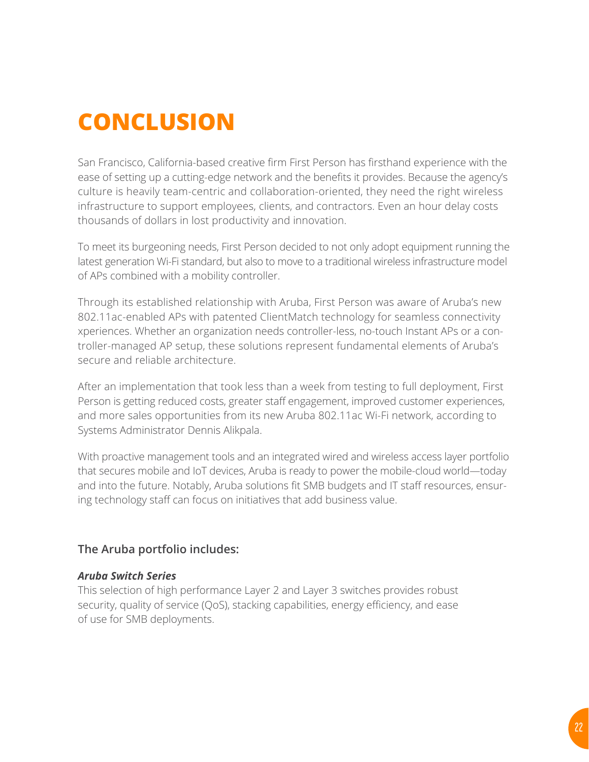# CONCLUSION

San Francisco, California-based creative firm First Person has firsthand experience with the ease of setting up a cutting-edge network and the benefits it provides. Because the agency's culture is heavily team-centric and collaboration-oriented, they need the right wireless infrastructure to support employees, clients, and contractors. Even an hour delay costs thousands of dollars in lost productivity and innovation.

To meet its burgeoning needs, First Person decided to not only adopt equipment running the latest generation Wi-Fi standard, but also to move to a traditional wireless infrastructure model of APs combined with a mobility controller.

Through its established relationship with Aruba, First Person was aware of Aruba's new 802.11ac-enabled APs with patented ClientMatch technology for seamless connectivity xperiences. Whether an organization needs controller-less, no-touch Instant APs or a controller-managed AP setup, these solutions represent fundamental elements of Aruba's secure and reliable architecture.

After an implementation that took less than a week from testing to full deployment, First Person is getting reduced costs, greater staff engagement, improved customer experiences, and more sales opportunities from its new Aruba 802.11ac Wi-Fi network, according to Systems Administrator Dennis Alikpala.

With proactive management tools and an integrated wired and wireless access layer portfolio that secures mobile and IoT devices, Aruba is ready to power the mobile-cloud world—today and into the future. Notably, Aruba solutions fit SMB budgets and IT staff resources, ensuring technology staff can focus on initiatives that add business value.

### The Aruba portfolio includes:

***Aruba Switch Series***
This selection of high performance Layer 2 and Layer 3 switches provides robust security, quality of service (QoS), stacking capabilities, energy efficiency, and ease of use for SMB deployments.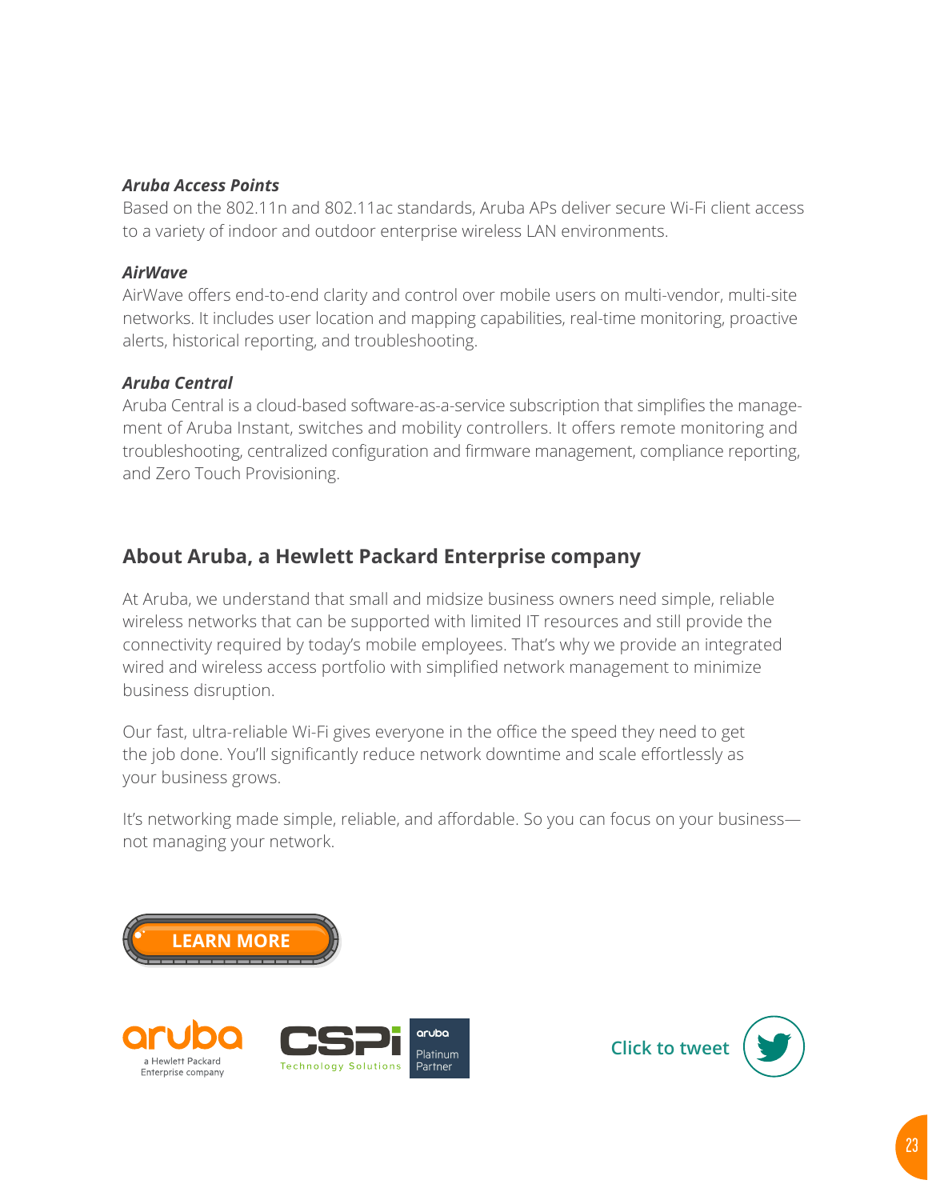***Aruba Access Points***

Based on the 802.11n and 802.11ac standards, Aruba APs deliver secure Wi-Fi client access to a variety of indoor and outdoor enterprise wireless LAN environments.

***AirWave***

AirWave offers end-to-end clarity and control over mobile users on multi-vendor, multi-site networks. It includes user location and mapping capabilities, real-time monitoring, proactive alerts, historical reporting, and troubleshooting.

***Aruba Central***

Aruba Central is a cloud-based software-as-a-service subscription that simplifies the management of Aruba Instant, switches and mobility controllers. It offers remote monitoring and troubleshooting, centralized configuration and firmware management, compliance reporting, and Zero Touch Provisioning.

## About Aruba, a Hewlett Packard Enterprise company

At Aruba, we understand that small and midsize business owners need simple, reliable wireless networks that can be supported with limited IT resources and still provide the connectivity required by today's mobile employees. That's why we provide an integrated wired and wireless access portfolio with simplified network management to minimize business disruption.

Our fast, ultra-reliable Wi-Fi gives everyone in the office the speed they need to get the job done. You'll significantly reduce network downtime and scale effortlessly as your business grows.

It's networking made simple, reliable, and affordable. So you can focus on your business—not managing your network.

LEARN MORE

aruba a Hewlett Packard Enterprise company

CSPi Technology Solutions | aruba Platinum Partner

Click to tweet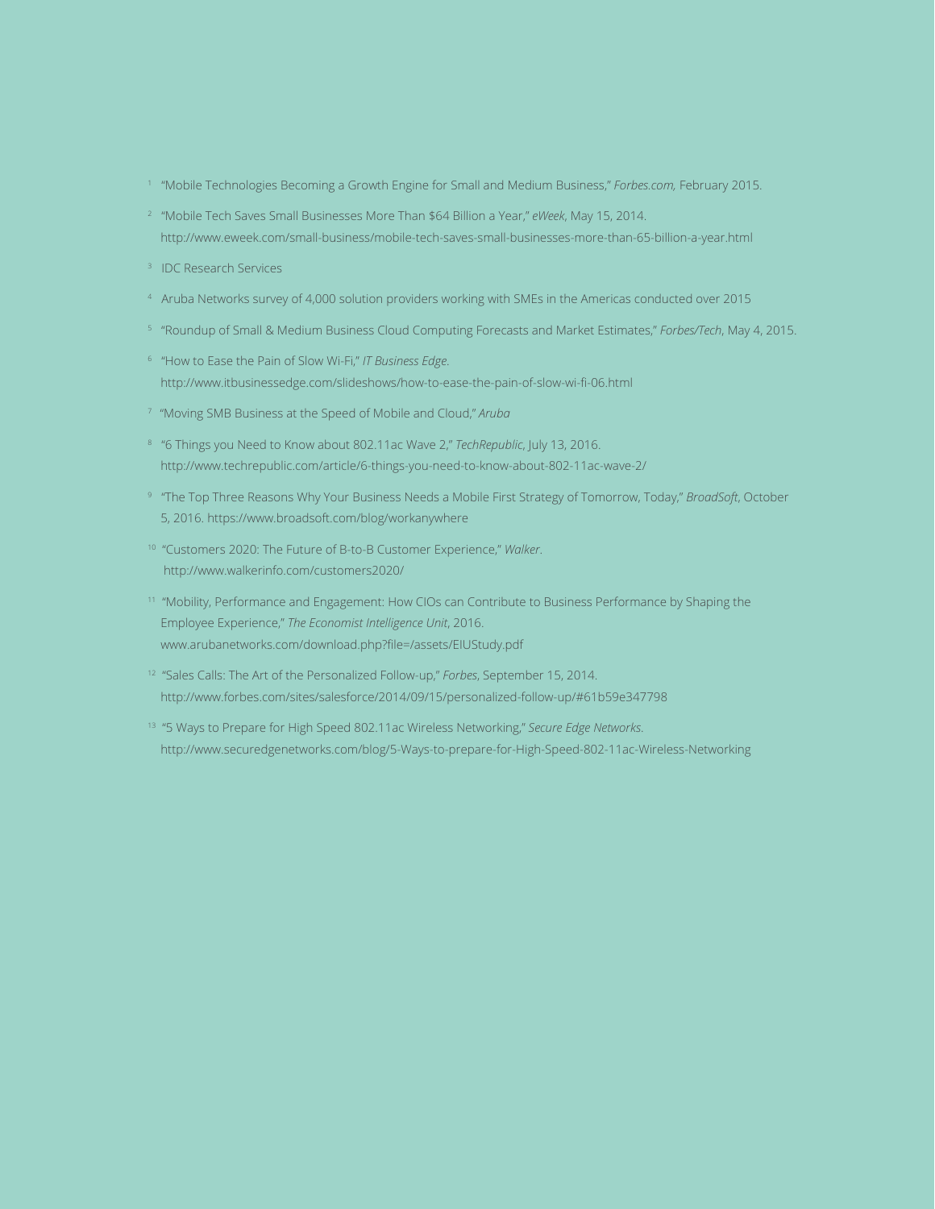1. "Mobile Technologies Becoming a Growth Engine for Small and Medium Business," *Forbes.com,* February 2015.

2. "Mobile Tech Saves Small Businesses More Than $64 Billion a Year," *eWeek*, May 15, 2014. http://www.eweek.com/small-business/mobile-tech-saves-small-businesses-more-than-65-billion-a-year.html

3. IDC Research Services

4. Aruba Networks survey of 4,000 solution providers working with SMEs in the Americas conducted over 2015

5. "Roundup of Small & Medium Business Cloud Computing Forecasts and Market Estimates," *Forbes/Tech*, May 4, 2015.

6. "How to Ease the Pain of Slow Wi-Fi," *IT Business Edge*. http://www.itbusinessedge.com/slideshows/how-to-ease-the-pain-of-slow-wi-fi-06.html

7. "Moving SMB Business at the Speed of Mobile and Cloud," *Aruba*

8. "6 Things you Need to Know about 802.11ac Wave 2," *TechRepublic*, July 13, 2016. http://www.techrepublic.com/article/6-things-you-need-to-know-about-802-11ac-wave-2/

9. "The Top Three Reasons Why Your Business Needs a Mobile First Strategy of Tomorrow, Today," *BroadSoft*, October 5, 2016. https://www.broadsoft.com/blog/workanywhere

10. "Customers 2020: The Future of B-to-B Customer Experience," *Walker*. http://www.walkerinfo.com/customers2020/

11. "Mobility, Performance and Engagement: How CIOs can Contribute to Business Performance by Shaping the Employee Experience," *The Economist Intelligence Unit*, 2016. www.arubanetworks.com/download.php?file=/assets/EIUStudy.pdf

12. "Sales Calls: The Art of the Personalized Follow-up," *Forbes*, September 15, 2014. http://www.forbes.com/sites/salesforce/2014/09/15/personalized-follow-up/#61b59e347798

13. "5 Ways to Prepare for High Speed 802.11ac Wireless Networking," *Secure Edge Networks*. http://www.securedgenetworks.com/blog/5-Ways-to-prepare-for-High-Speed-802-11ac-Wireless-Networking